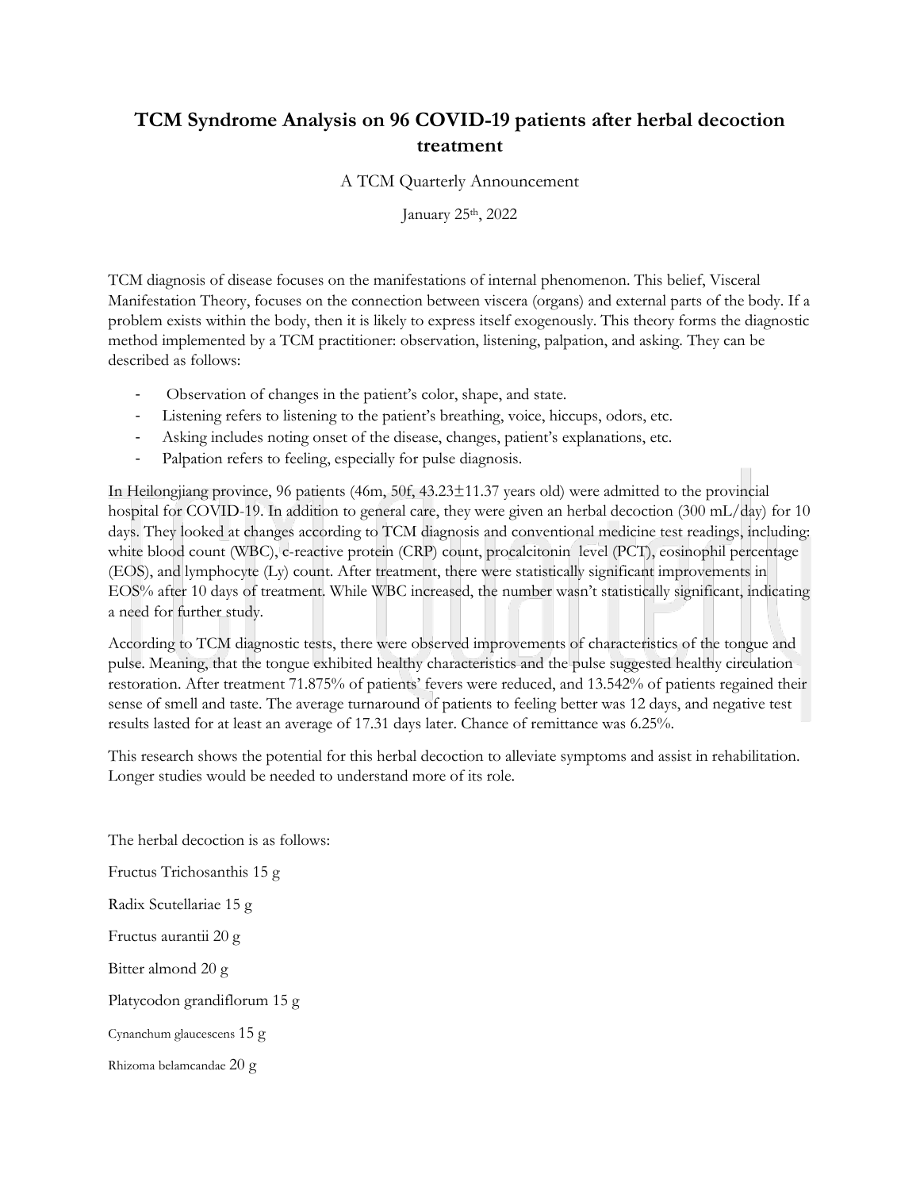# TCM Syndrome Analysis on 96 COVID-19 patients after herbal decoction treatment

A TCM Quarterly Announcement

January 25th, 2022

TCM diagnosis of disease focuses on the manifestations of internal phenomenon. This belief, Visceral Manifestation Theory, focuses on the connection between viscera (organs) and external parts of the body. If a problem exists within the body, then it is likely to express itself exogenously. This theory forms the diagnostic method implemented by a TCM practitioner: observation, listening, palpation, and asking. They can be described as follows:

- Observation of changes in the patient's color, shape, and state.
- Listening refers to listening to the patient's breathing, voice, hiccups, odors, etc.
- Asking includes noting onset of the disease, changes, patient's explanations, etc.
- Palpation refers to feeling, especially for pulse diagnosis.

In Heilongjiang province, 96 patients (46m, 50f, 43.23±11.37 years old) were admitted to the provincial hospital for COVID-19. In addition to general care, they were given an herbal decoction (300 mL/day) for 10 days. They looked at changes according to TCM diagnosis and conventional medicine test readings, including: white blood count (WBC), c-reactive protein (CRP) count, procalcitonin level (PCT), eosinophil percentage (EOS), and lymphocyte (Ly) count. After treatment, there were statistically significant improvements in EOS% after 10 days of treatment. While WBC increased, the number wasn't statistically significant, indicating a need for further study.

According to TCM diagnostic tests, there were observed improvements of characteristics of the tongue and pulse. Meaning, that the tongue exhibited healthy characteristics and the pulse suggested healthy circulation restoration. After treatment 71.875% of patients' fevers were reduced, and 13.542% of patients regained their sense of smell and taste. The average turnaround of patients to feeling better was 12 days, and negative test results lasted for at least an average of 17.31 days later. Chance of remittance was 6.25%.

This research shows the potential for this herbal decoction to alleviate symptoms and assist in rehabilitation. Longer studies would be needed to understand more of its role.

The herbal decoction is as follows:

Fructus Trichosanthis 15 g

Radix Scutellariae 15 g

Fructus aurantii 20 g

Bitter almond 20 g

Platycodon grandiflorum 15 g

Cynanchum glaucescens 15 g

Rhizoma belamcandae 20 g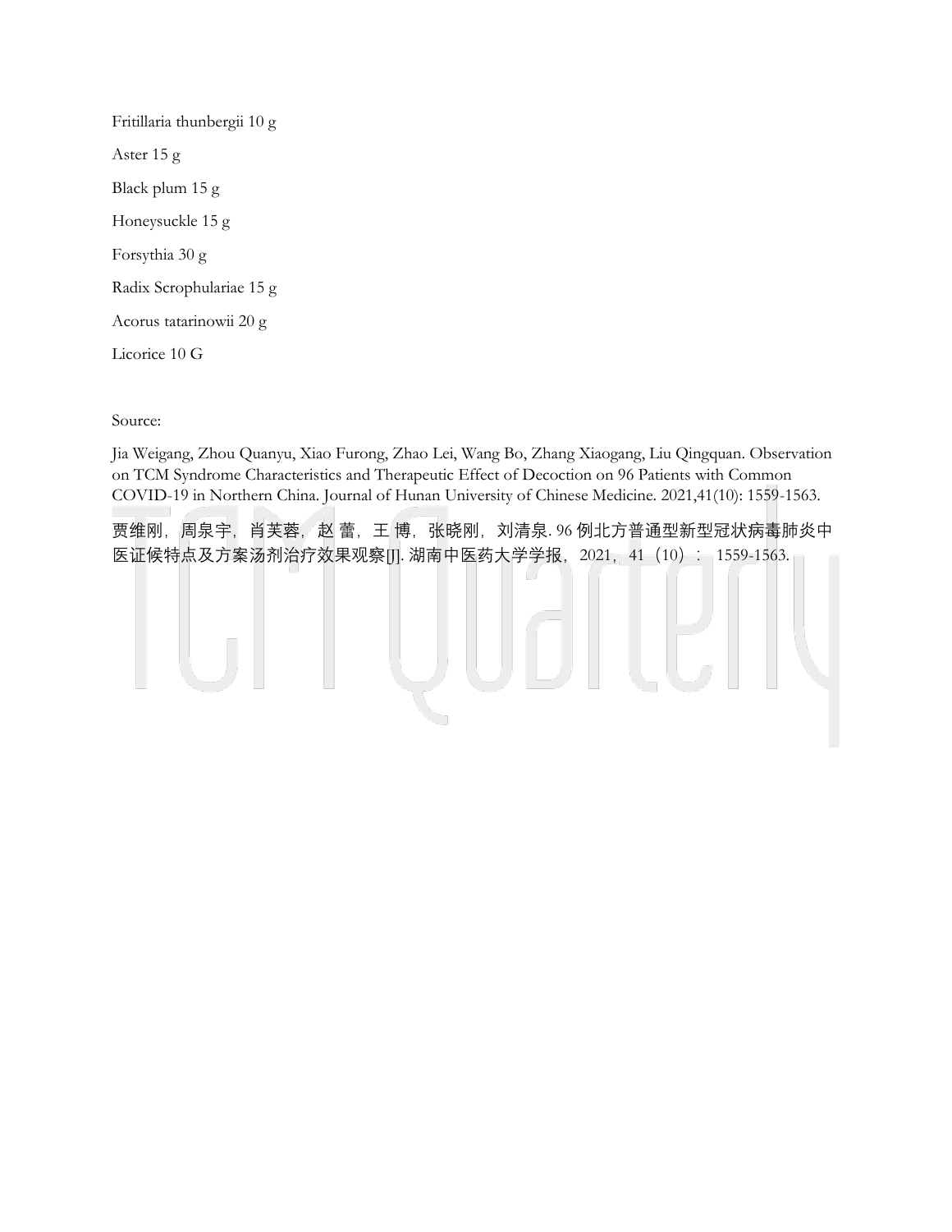Fritillaria thunbergii 10 g

Aster 15 g

Black plum 15 g

Honeysuckle 15 g

Forsythia 30 g

Radix Scrophulariae 15 g

Acorus tatarinowii 20 g

Licorice 10 G

Source:

Jia Weigang, Zhou Quanyu, Xiao Furong, Zhao Lei, Wang Bo, Zhang Xiaogang, Liu Qingquan. Observation on TCM Syndrome Characteristics and Therapeutic Effect of Decoction on 96 Patients with Common COVID-19 in Northern China. Journal of Hunan University of Chinese Medicine. 2021,41(10): 1559-1563.

贾维刚，周泉宇，肖芙蓉，赵 蕾，王 博，张晓刚，刘清泉. 96 例北方普通型新型冠状病毒肺炎中医证候特点及方案汤剂治疗效果观察[J]. 湖南中医药大学学报，2021，41（10）： 1559-1563.